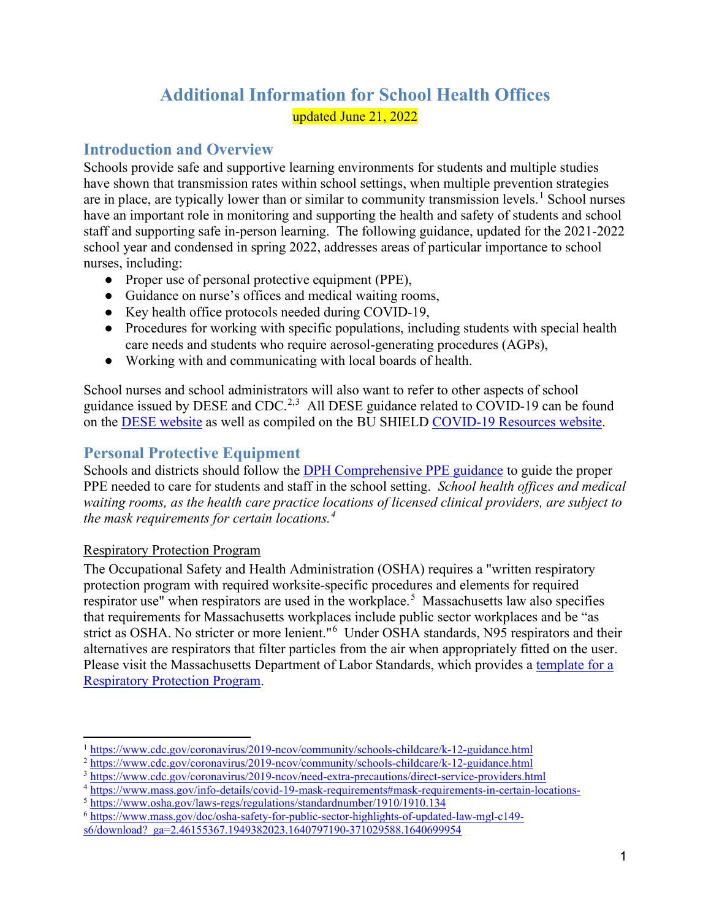# Additional Information for School Health Offices

updated June 21, 2022

## Introduction and Overview

Schools provide safe and supportive learning environments for students and multiple studies have shown that transmission rates within school settings, when multiple prevention strategies are in place, are typically lower than or similar to community transmission levels.[1] School nurses have an important role in monitoring and supporting the health and safety of students and school staff and supporting safe in-person learning. The following guidance, updated for the 2021-2022 school year and condensed in spring 2022, addresses areas of particular importance to school nurses, including:

- Proper use of personal protective equipment (PPE),
- Guidance on nurse's offices and medical waiting rooms,
- Key health office protocols needed during COVID-19,
- Procedures for working with specific populations, including students with special health care needs and students who require aerosol-generating procedures (AGPs),
- Working with and communicating with local boards of health.

School nurses and school administrators will also want to refer to other aspects of school guidance issued by DESE and CDC.[2,3] All DESE guidance related to COVID-19 can be found on the DESE website as well as compiled on the BU SHIELD COVID-19 Resources website.

## Personal Protective Equipment

Schools and districts should follow the DPH Comprehensive PPE guidance to guide the proper PPE needed to care for students and staff in the school setting. *School health offices and medical waiting rooms, as the health care practice locations of licensed clinical providers, are subject to the mask requirements for certain locations.*[4]

Respiratory Protection Program

The Occupational Safety and Health Administration (OSHA) requires a "written respiratory protection program with required worksite-specific procedures and elements for required respirator use" when respirators are used in the workplace.[5] Massachusetts law also specifies that requirements for Massachusetts workplaces include public sector workplaces and be "as strict as OSHA. No stricter or more lenient."[6] Under OSHA standards, N95 respirators and their alternatives are respirators that filter particles from the air when appropriately fitted on the user. Please visit the Massachusetts Department of Labor Standards, which provides a template for a Respiratory Protection Program.

---

[1] https://www.cdc.gov/coronavirus/2019-ncov/community/schools-childcare/k-12-guidance.html
[2] https://www.cdc.gov/coronavirus/2019-ncov/community/schools-childcare/k-12-guidance.html
[3] https://www.cdc.gov/coronavirus/2019-ncov/need-extra-precautions/direct-service-providers.html
[4] https://www.mass.gov/info-details/covid-19-mask-requirements#mask-requirements-in-certain-locations-
[5] https://www.osha.gov/laws-regs/regulations/standardnumber/1910/1910.134
[6] https://www.mass.gov/doc/osha-safety-for-public-sector-highlights-of-updated-law-mgl-c149-s6/download?_ga=2.46155367.1949382023.1640797190-371029588.1640699954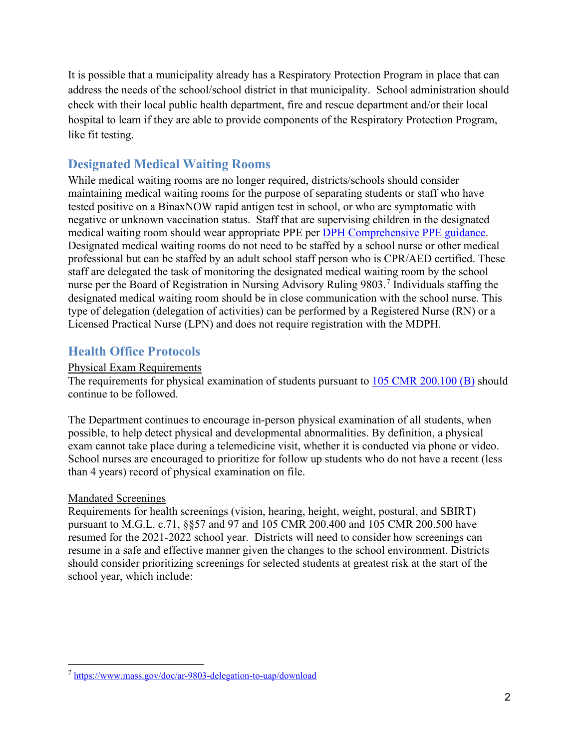It is possible that a municipality already has a Respiratory Protection Program in place that can address the needs of the school/school district in that municipality. School administration should check with their local public health department, fire and rescue department and/or their local hospital to learn if they are able to provide components of the Respiratory Protection Program, like fit testing.

## Designated Medical Waiting Rooms

While medical waiting rooms are no longer required, districts/schools should consider maintaining medical waiting rooms for the purpose of separating students or staff who have tested positive on a BinaxNOW rapid antigen test in school, or who are symptomatic with negative or unknown vaccination status. Staff that are supervising children in the designated medical waiting room should wear appropriate PPE per [DPH Comprehensive PPE guidance](). Designated medical waiting rooms do not need to be staffed by a school nurse or other medical professional but can be staffed by an adult school staff person who is CPR/AED certified. These staff are delegated the task of monitoring the designated medical waiting room by the school nurse per the Board of Registration in Nursing Advisory Ruling 9803.[7] Individuals staffing the designated medical waiting room should be in close communication with the school nurse. This type of delegation (delegation of activities) can be performed by a Registered Nurse (RN) or a Licensed Practical Nurse (LPN) and does not require registration with the MDPH.

## Health Office Protocols

<u>Physical Exam Requirements</u>

The requirements for physical examination of students pursuant to [105 CMR 200.100 (B)]() should continue to be followed.

The Department continues to encourage in-person physical examination of all students, when possible, to help detect physical and developmental abnormalities. By definition, a physical exam cannot take place during a telemedicine visit, whether it is conducted via phone or video. School nurses are encouraged to prioritize for follow up students who do not have a recent (less than 4 years) record of physical examination on file.

<u>Mandated Screenings</u>

Requirements for health screenings (vision, hearing, height, weight, postural, and SBIRT) pursuant to M.G.L. c.71, §§57 and 97 and 105 CMR 200.400 and 105 CMR 200.500 have resumed for the 2021-2022 school year. Districts will need to consider how screenings can resume in a safe and effective manner given the changes to the school environment. Districts should consider prioritizing screenings for selected students at greatest risk at the start of the school year, which include:

---

[7] https://www.mass.gov/doc/ar-9803-delegation-to-uap/download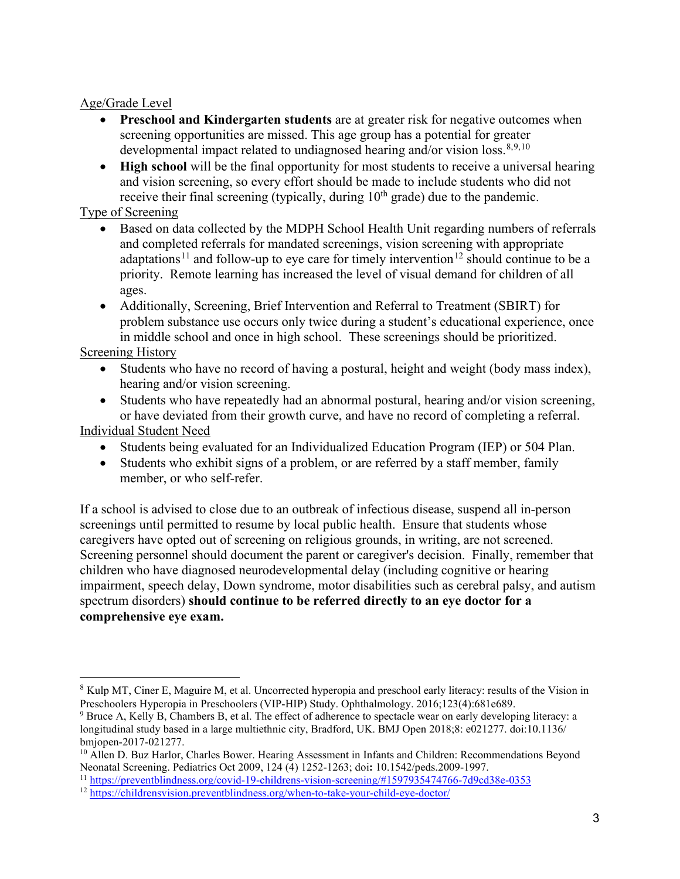Age/Grade Level

- **Preschool and Kindergarten students** are at greater risk for negative outcomes when screening opportunities are missed. This age group has a potential for greater developmental impact related to undiagnosed hearing and/or vision loss.[8,9,10]
- **High school** will be the final opportunity for most students to receive a universal hearing and vision screening, so every effort should be made to include students who did not receive their final screening (typically, during 10th grade) due to the pandemic.

Type of Screening

- Based on data collected by the MDPH School Health Unit regarding numbers of referrals and completed referrals for mandated screenings, vision screening with appropriate adaptations[11] and follow-up to eye care for timely intervention[12] should continue to be a priority. Remote learning has increased the level of visual demand for children of all ages.
- Additionally, Screening, Brief Intervention and Referral to Treatment (SBIRT) for problem substance use occurs only twice during a student's educational experience, once in middle school and once in high school. These screenings should be prioritized.

Screening History

- Students who have no record of having a postural, height and weight (body mass index), hearing and/or vision screening.
- Students who have repeatedly had an abnormal postural, hearing and/or vision screening, or have deviated from their growth curve, and have no record of completing a referral.

Individual Student Need

- Students being evaluated for an Individualized Education Program (IEP) or 504 Plan.
- Students who exhibit signs of a problem, or are referred by a staff member, family member, or who self-refer.

If a school is advised to close due to an outbreak of infectious disease, suspend all in-person screenings until permitted to resume by local public health. Ensure that students whose caregivers have opted out of screening on religious grounds, in writing, are not screened. Screening personnel should document the parent or caregiver's decision. Finally, remember that children who have diagnosed neurodevelopmental delay (including cognitive or hearing impairment, speech delay, Down syndrome, motor disabilities such as cerebral palsy, and autism spectrum disorders) **should continue to be referred directly to an eye doctor for a comprehensive eye exam.**

---

[8] Kulp MT, Ciner E, Maguire M, et al. Uncorrected hyperopia and preschool early literacy: results of the Vision in Preschoolers Hyperopia in Preschoolers (VIP-HIP) Study. Ophthalmology. 2016;123(4):681e689.

[9] Bruce A, Kelly B, Chambers B, et al. The effect of adherence to spectacle wear on early developing literacy: a longitudinal study based in a large multiethnic city, Bradford, UK. BMJ Open 2018;8: e021277. doi:10.1136/bmjopen-2017-021277.

[10] Allen D. Buz Harlor, Charles Bower. Hearing Assessment in Infants and Children: Recommendations Beyond Neonatal Screening. Pediatrics Oct 2009, 124 (4) 1252-1263; doi**:** 10.1542/peds.2009-1997.

[11] https://preventblindness.org/covid-19-childrens-vision-screening/#1597935474766-7d9cd38e-0353

[12] https://childrensvision.preventblindness.org/when-to-take-your-child-eye-doctor/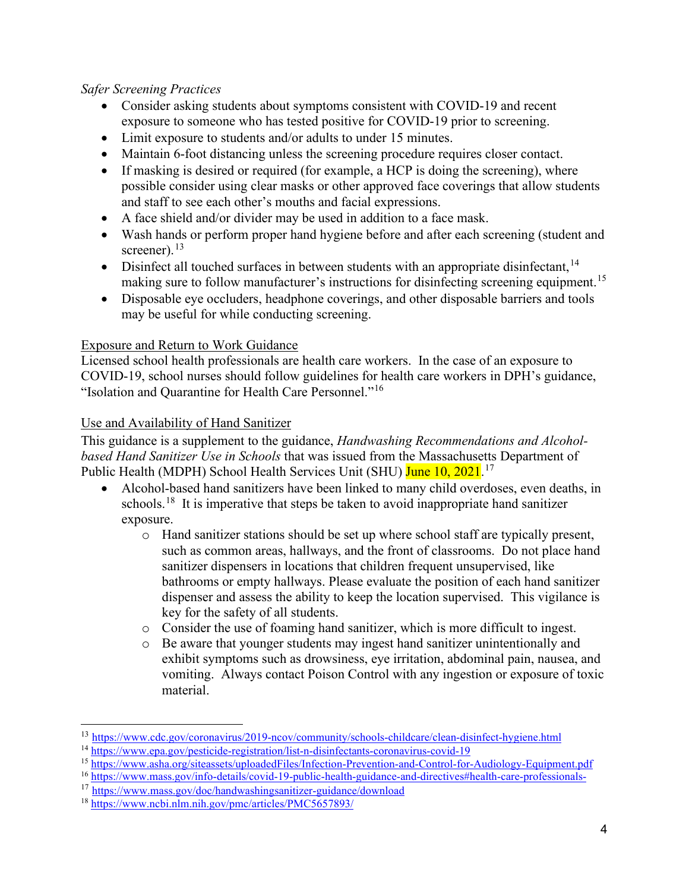*Safer Screening Practices*

- Consider asking students about symptoms consistent with COVID-19 and recent exposure to someone who has tested positive for COVID-19 prior to screening.
- Limit exposure to students and/or adults to under 15 minutes.
- Maintain 6-foot distancing unless the screening procedure requires closer contact.
- If masking is desired or required (for example, a HCP is doing the screening), where possible consider using clear masks or other approved face coverings that allow students and staff to see each other's mouths and facial expressions.
- A face shield and/or divider may be used in addition to a face mask.
- Wash hands or perform proper hand hygiene before and after each screening (student and screener).[13]
- Disinfect all touched surfaces in between students with an appropriate disinfectant,[14] making sure to follow manufacturer's instructions for disinfecting screening equipment.[15]
- Disposable eye occluders, headphone coverings, and other disposable barriers and tools may be useful for while conducting screening.

Exposure and Return to Work Guidance

Licensed school health professionals are health care workers. In the case of an exposure to COVID-19, school nurses should follow guidelines for health care workers in DPH's guidance, "Isolation and Quarantine for Health Care Personnel."[16]

Use and Availability of Hand Sanitizer

This guidance is a supplement to the guidance, *Handwashing Recommendations and Alcohol-based Hand Sanitizer Use in Schools* that was issued from the Massachusetts Department of Public Health (MDPH) School Health Services Unit (SHU) June 10, 2021.[17]

- Alcohol-based hand sanitizers have been linked to many child overdoses, even deaths, in schools.[18] It is imperative that steps be taken to avoid inappropriate hand sanitizer exposure.
  - Hand sanitizer stations should be set up where school staff are typically present, such as common areas, hallways, and the front of classrooms. Do not place hand sanitizer dispensers in locations that children frequent unsupervised, like bathrooms or empty hallways. Please evaluate the position of each hand sanitizer dispenser and assess the ability to keep the location supervised. This vigilance is key for the safety of all students.
  - Consider the use of foaming hand sanitizer, which is more difficult to ingest.
  - Be aware that younger students may ingest hand sanitizer unintentionally and exhibit symptoms such as drowsiness, eye irritation, abdominal pain, nausea, and vomiting. Always contact Poison Control with any ingestion or exposure of toxic material.

---

[13] https://www.cdc.gov/coronavirus/2019-ncov/community/schools-childcare/clean-disinfect-hygiene.html

[14] https://www.epa.gov/pesticide-registration/list-n-disinfectants-coronavirus-covid-19

[15] https://www.asha.org/siteassets/uploadedFiles/Infection-Prevention-and-Control-for-Audiology-Equipment.pdf

[16] https://www.mass.gov/info-details/covid-19-public-health-guidance-and-directives#health-care-professionals-

[17] https://www.mass.gov/doc/handwashingsanitizer-guidance/download

[18] https://www.ncbi.nlm.nih.gov/pmc/articles/PMC5657893/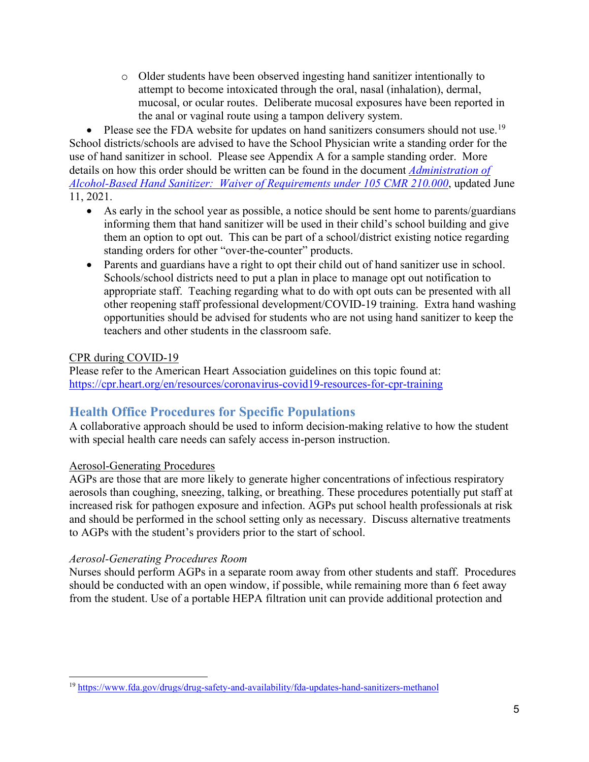- Older students have been observed ingesting hand sanitizer intentionally to attempt to become intoxicated through the oral, nasal (inhalation), dermal, mucosal, or ocular routes. Deliberate mucosal exposures have been reported in the anal or vaginal route using a tampon delivery system.
- Please see the FDA website for updates on hand sanitizers consumers should not use.[19]

School districts/schools are advised to have the School Physician write a standing order for the use of hand sanitizer in school. Please see Appendix A for a sample standing order. More details on how this order should be written can be found in the document [*Administration of Alcohol-Based Hand Sanitizer: Waiver of Requirements under 105 CMR 210.000*](), updated June 11, 2021.

- As early in the school year as possible, a notice should be sent home to parents/guardians informing them that hand sanitizer will be used in their child's school building and give them an option to opt out. This can be part of a school/district existing notice regarding standing orders for other "over-the-counter" products.
- Parents and guardians have a right to opt their child out of hand sanitizer use in school. Schools/school districts need to put a plan in place to manage opt out notification to appropriate staff. Teaching regarding what to do with opt outs can be presented with all other reopening staff professional development/COVID-19 training. Extra hand washing opportunities should be advised for students who are not using hand sanitizer to keep the teachers and other students in the classroom safe.

CPR during COVID-19

Please refer to the American Heart Association guidelines on this topic found at: https://cpr.heart.org/en/resources/coronavirus-covid19-resources-for-cpr-training

## Health Office Procedures for Specific Populations

A collaborative approach should be used to inform decision-making relative to how the student with special health care needs can safely access in-person instruction.

Aerosol-Generating Procedures

AGPs are those that are more likely to generate higher concentrations of infectious respiratory aerosols than coughing, sneezing, talking, or breathing. These procedures potentially put staff at increased risk for pathogen exposure and infection. AGPs put school health professionals at risk and should be performed in the school setting only as necessary. Discuss alternative treatments to AGPs with the student's providers prior to the start of school.

*Aerosol-Generating Procedures Room*

Nurses should perform AGPs in a separate room away from other students and staff. Procedures should be conducted with an open window, if possible, while remaining more than 6 feet away from the student. Use of a portable HEPA filtration unit can provide additional protection and

[19] https://www.fda.gov/drugs/drug-safety-and-availability/fda-updates-hand-sanitizers-methanol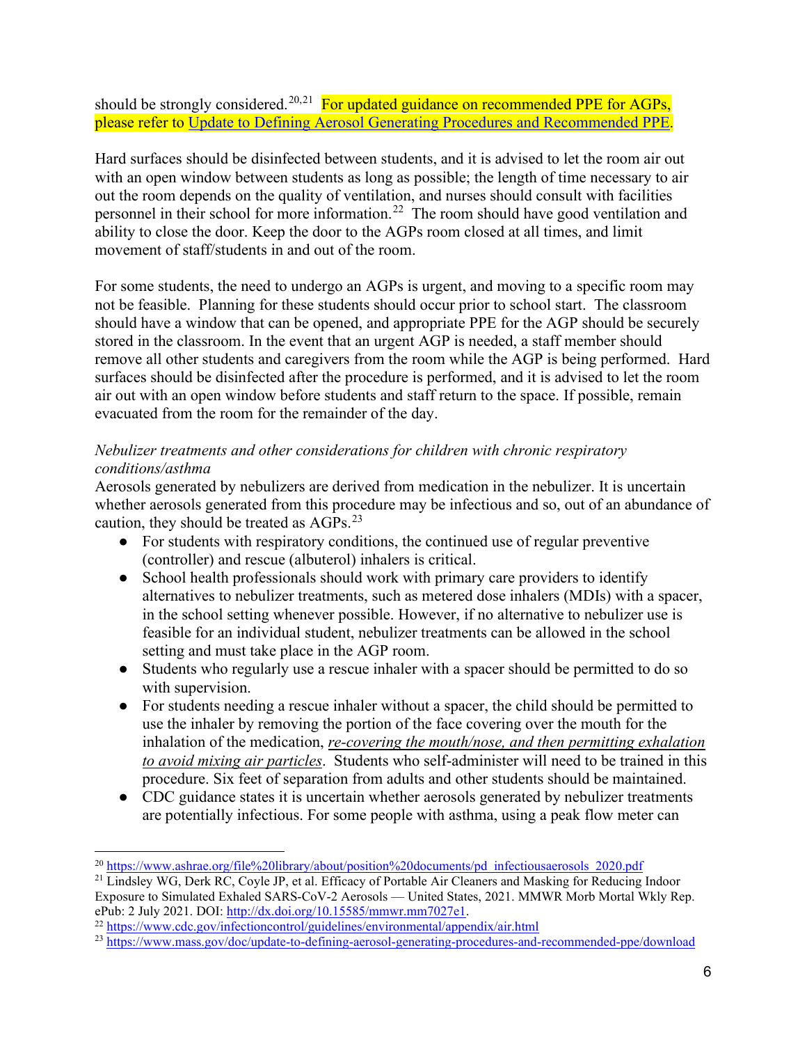should be strongly considered.[20,21] For updated guidance on recommended PPE for AGPs, please refer to [Update to Defining Aerosol Generating Procedures and Recommended PPE](https://www.mass.gov/doc/update-to-defining-aerosol-generating-procedures-and-recommended-ppe/download).

Hard surfaces should be disinfected between students, and it is advised to let the room air out with an open window between students as long as possible; the length of time necessary to air out the room depends on the quality of ventilation, and nurses should consult with facilities personnel in their school for more information.[22] The room should have good ventilation and ability to close the door. Keep the door to the AGPs room closed at all times, and limit movement of staff/students in and out of the room.

For some students, the need to undergo an AGPs is urgent, and moving to a specific room may not be feasible. Planning for these students should occur prior to school start. The classroom should have a window that can be opened, and appropriate PPE for the AGP should be securely stored in the classroom. In the event that an urgent AGP is needed, a staff member should remove all other students and caregivers from the room while the AGP is being performed. Hard surfaces should be disinfected after the procedure is performed, and it is advised to let the room air out with an open window before students and staff return to the space. If possible, remain evacuated from the room for the remainder of the day.

*Nebulizer treatments and other considerations for children with chronic respiratory conditions/asthma*

Aerosols generated by nebulizers are derived from medication in the nebulizer. It is uncertain whether aerosols generated from this procedure may be infectious and so, out of an abundance of caution, they should be treated as AGPs.[23]

- For students with respiratory conditions, the continued use of regular preventive (controller) and rescue (albuterol) inhalers is critical.
- School health professionals should work with primary care providers to identify alternatives to nebulizer treatments, such as metered dose inhalers (MDIs) with a spacer, in the school setting whenever possible. However, if no alternative to nebulizer use is feasible for an individual student, nebulizer treatments can be allowed in the school setting and must take place in the AGP room.
- Students who regularly use a rescue inhaler with a spacer should be permitted to do so with supervision.
- For students needing a rescue inhaler without a spacer, the child should be permitted to use the inhaler by removing the portion of the face covering over the mouth for the inhalation of the medication, ***re-covering the mouth/nose, and then permitting exhalation to avoid mixing air particles***. Students who self-administer will need to be trained in this procedure. Six feet of separation from adults and other students should be maintained.
- CDC guidance states it is uncertain whether aerosols generated by nebulizer treatments are potentially infectious. For some people with asthma, using a peak flow meter can

---

[20] https://www.ashrae.org/file%20library/about/position%20documents/pd_infectiousaerosols_2020.pdf

[21] Lindsley WG, Derk RC, Coyle JP, et al. Efficacy of Portable Air Cleaners and Masking for Reducing Indoor Exposure to Simulated Exhaled SARS-CoV-2 Aerosols — United States, 2021. MMWR Morb Mortal Wkly Rep. ePub: 2 July 2021. DOI: http://dx.doi.org/10.15585/mmwr.mm7027e1.

[22] https://www.cdc.gov/infectioncontrol/guidelines/environmental/appendix/air.html

[23] https://www.mass.gov/doc/update-to-defining-aerosol-generating-procedures-and-recommended-ppe/download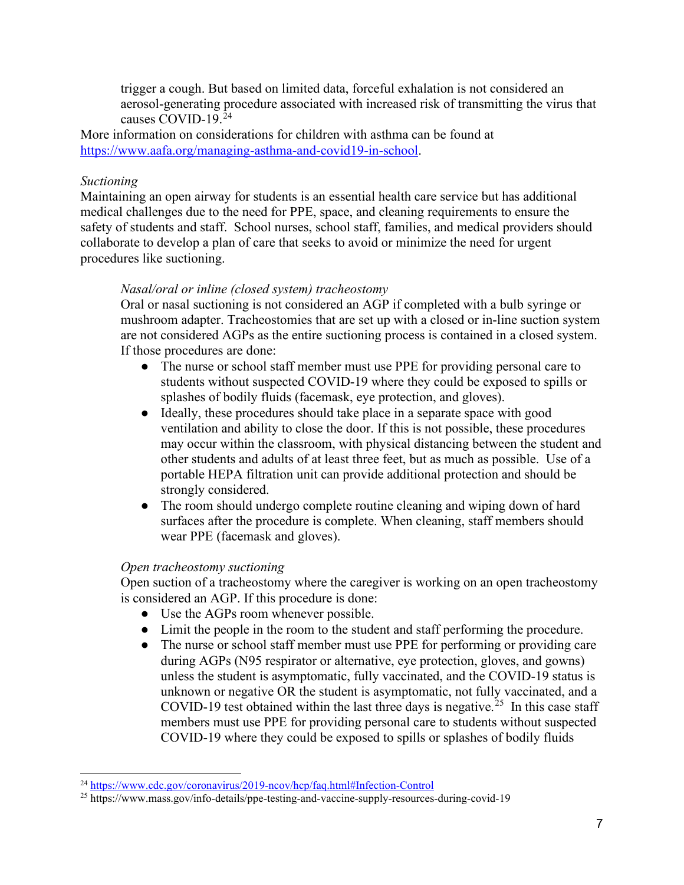trigger a cough. But based on limited data, forceful exhalation is not considered an aerosol-generating procedure associated with increased risk of transmitting the virus that causes COVID-19.[24]

More information on considerations for children with asthma can be found at https://www.aafa.org/managing-asthma-and-covid19-in-school.

*Suctioning*

Maintaining an open airway for students is an essential health care service but has additional medical challenges due to the need for PPE, space, and cleaning requirements to ensure the safety of students and staff. School nurses, school staff, families, and medical providers should collaborate to develop a plan of care that seeks to avoid or minimize the need for urgent procedures like suctioning.

*Nasal/oral or inline (closed system) tracheostomy*

Oral or nasal suctioning is not considered an AGP if completed with a bulb syringe or mushroom adapter. Tracheostomies that are set up with a closed or in-line suction system are not considered AGPs as the entire suctioning process is contained in a closed system. If those procedures are done:

- The nurse or school staff member must use PPE for providing personal care to students without suspected COVID-19 where they could be exposed to spills or splashes of bodily fluids (facemask, eye protection, and gloves).
- Ideally, these procedures should take place in a separate space with good ventilation and ability to close the door. If this is not possible, these procedures may occur within the classroom, with physical distancing between the student and other students and adults of at least three feet, but as much as possible. Use of a portable HEPA filtration unit can provide additional protection and should be strongly considered.
- The room should undergo complete routine cleaning and wiping down of hard surfaces after the procedure is complete. When cleaning, staff members should wear PPE (facemask and gloves).

*Open tracheostomy suctioning*

Open suction of a tracheostomy where the caregiver is working on an open tracheostomy is considered an AGP. If this procedure is done:

- Use the AGPs room whenever possible.
- Limit the people in the room to the student and staff performing the procedure.
- The nurse or school staff member must use PPE for performing or providing care during AGPs (N95 respirator or alternative, eye protection, gloves, and gowns) unless the student is asymptomatic, fully vaccinated, and the COVID-19 status is unknown or negative OR the student is asymptomatic, not fully vaccinated, and a COVID-19 test obtained within the last three days is negative.[25] In this case staff members must use PPE for providing personal care to students without suspected COVID-19 where they could be exposed to spills or splashes of bodily fluids

---

[24] https://www.cdc.gov/coronavirus/2019-ncov/hcp/faq.html#Infection-Control

[25] https://www.mass.gov/info-details/ppe-testing-and-vaccine-supply-resources-during-covid-19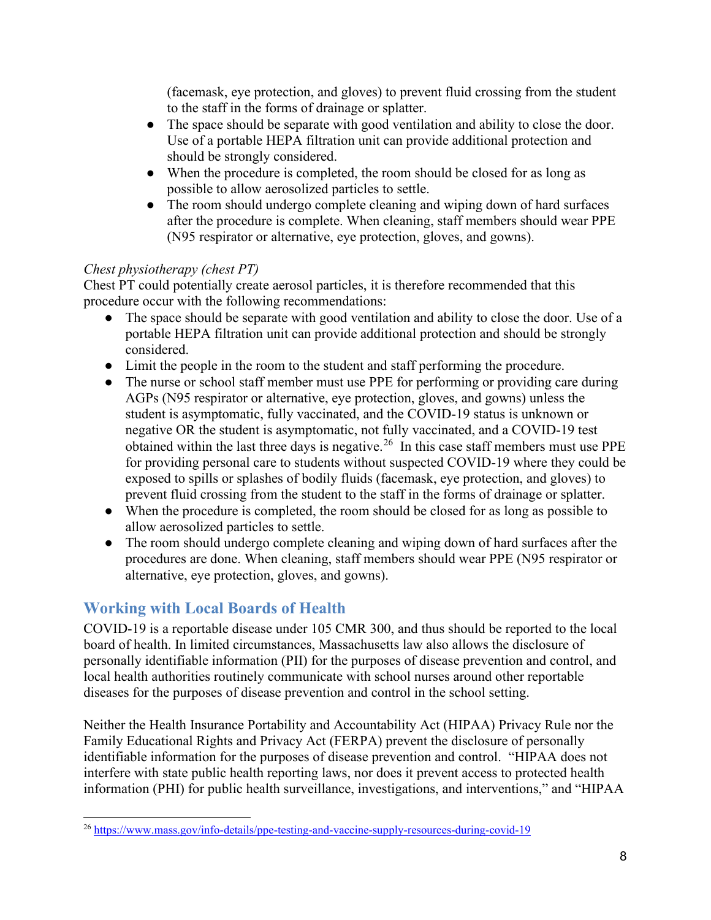(facemask, eye protection, and gloves) to prevent fluid crossing from the student to the staff in the forms of drainage or splatter.
- The space should be separate with good ventilation and ability to close the door. Use of a portable HEPA filtration unit can provide additional protection and should be strongly considered.
- When the procedure is completed, the room should be closed for as long as possible to allow aerosolized particles to settle.
- The room should undergo complete cleaning and wiping down of hard surfaces after the procedure is complete. When cleaning, staff members should wear PPE (N95 respirator or alternative, eye protection, gloves, and gowns).

*Chest physiotherapy (chest PT)*

Chest PT could potentially create aerosol particles, it is therefore recommended that this procedure occur with the following recommendations:

- The space should be separate with good ventilation and ability to close the door. Use of a portable HEPA filtration unit can provide additional protection and should be strongly considered.
- Limit the people in the room to the student and staff performing the procedure.
- The nurse or school staff member must use PPE for performing or providing care during AGPs (N95 respirator or alternative, eye protection, gloves, and gowns) unless the student is asymptomatic, fully vaccinated, and the COVID-19 status is unknown or negative OR the student is asymptomatic, not fully vaccinated, and a COVID-19 test obtained within the last three days is negative.[26] In this case staff members must use PPE for providing personal care to students without suspected COVID-19 where they could be exposed to spills or splashes of bodily fluids (facemask, eye protection, and gloves) to prevent fluid crossing from the student to the staff in the forms of drainage or splatter.
- When the procedure is completed, the room should be closed for as long as possible to allow aerosolized particles to settle.
- The room should undergo complete cleaning and wiping down of hard surfaces after the procedures are done. When cleaning, staff members should wear PPE (N95 respirator or alternative, eye protection, gloves, and gowns).

## Working with Local Boards of Health

COVID-19 is a reportable disease under 105 CMR 300, and thus should be reported to the local board of health. In limited circumstances, Massachusetts law also allows the disclosure of personally identifiable information (PII) for the purposes of disease prevention and control, and local health authorities routinely communicate with school nurses around other reportable diseases for the purposes of disease prevention and control in the school setting.

Neither the Health Insurance Portability and Accountability Act (HIPAA) Privacy Rule nor the Family Educational Rights and Privacy Act (FERPA) prevent the disclosure of personally identifiable information for the purposes of disease prevention and control. "HIPAA does not interfere with state public health reporting laws, nor does it prevent access to protected health information (PHI) for public health surveillance, investigations, and interventions," and "HIPAA

[26] https://www.mass.gov/info-details/ppe-testing-and-vaccine-supply-resources-during-covid-19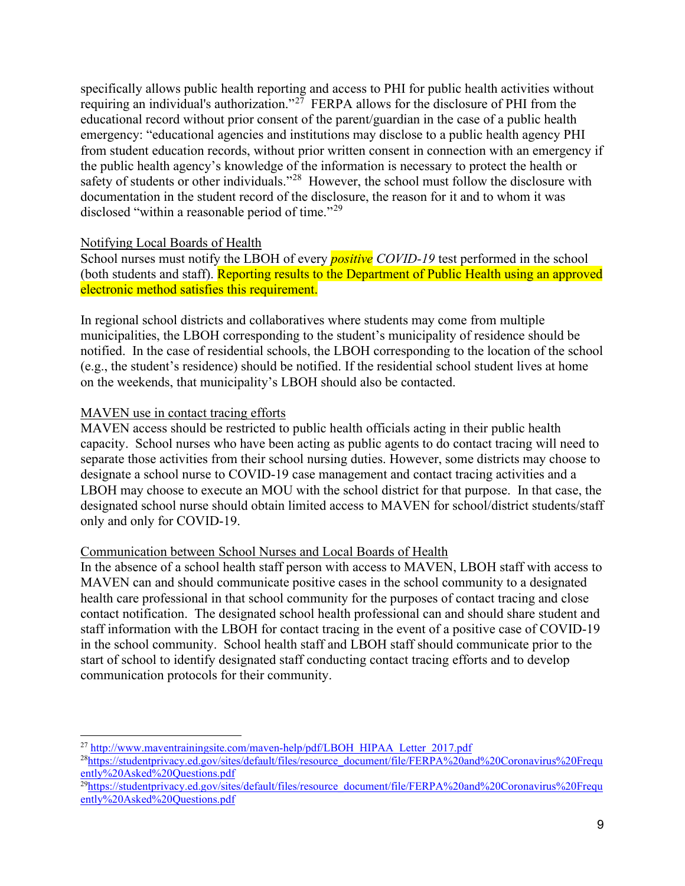specifically allows public health reporting and access to PHI for public health activities without requiring an individual's authorization."[27] FERPA allows for the disclosure of PHI from the educational record without prior consent of the parent/guardian in the case of a public health emergency: "educational agencies and institutions may disclose to a public health agency PHI from student education records, without prior written consent in connection with an emergency if the public health agency's knowledge of the information is necessary to protect the health or safety of students or other individuals."[28] However, the school must follow the disclosure with documentation in the student record of the disclosure, the reason for it and to whom it was disclosed "within a reasonable period of time."[29]

Notifying Local Boards of Health

School nurses must notify the LBOH of every ***positive*** *COVID-19* test performed in the school (both students and staff). Reporting results to the Department of Public Health using an approved electronic method satisfies this requirement.

In regional school districts and collaboratives where students may come from multiple municipalities, the LBOH corresponding to the student's municipality of residence should be notified. In the case of residential schools, the LBOH corresponding to the location of the school (e.g., the student's residence) should be notified. If the residential school student lives at home on the weekends, that municipality's LBOH should also be contacted.

MAVEN use in contact tracing efforts

MAVEN access should be restricted to public health officials acting in their public health capacity. School nurses who have been acting as public agents to do contact tracing will need to separate those activities from their school nursing duties. However, some districts may choose to designate a school nurse to COVID-19 case management and contact tracing activities and a LBOH may choose to execute an MOU with the school district for that purpose. In that case, the designated school nurse should obtain limited access to MAVEN for school/district students/staff only and only for COVID-19.

Communication between School Nurses and Local Boards of Health

In the absence of a school health staff person with access to MAVEN, LBOH staff with access to MAVEN can and should communicate positive cases in the school community to a designated health care professional in that school community for the purposes of contact tracing and close contact notification. The designated school health professional can and should share student and staff information with the LBOH for contact tracing in the event of a positive case of COVID-19 in the school community. School health staff and LBOH staff should communicate prior to the start of school to identify designated staff conducting contact tracing efforts and to develop communication protocols for their community.

---

[27] http://www.maventrainingsite.com/maven-help/pdf/LBOH_HIPAA_Letter_2017.pdf

[28] https://studentprivacy.ed.gov/sites/default/files/resource_document/file/FERPA%20and%20Coronavirus%20Frequently%20Asked%20Questions.pdf

[29] https://studentprivacy.ed.gov/sites/default/files/resource_document/file/FERPA%20and%20Coronavirus%20Frequently%20Asked%20Questions.pdf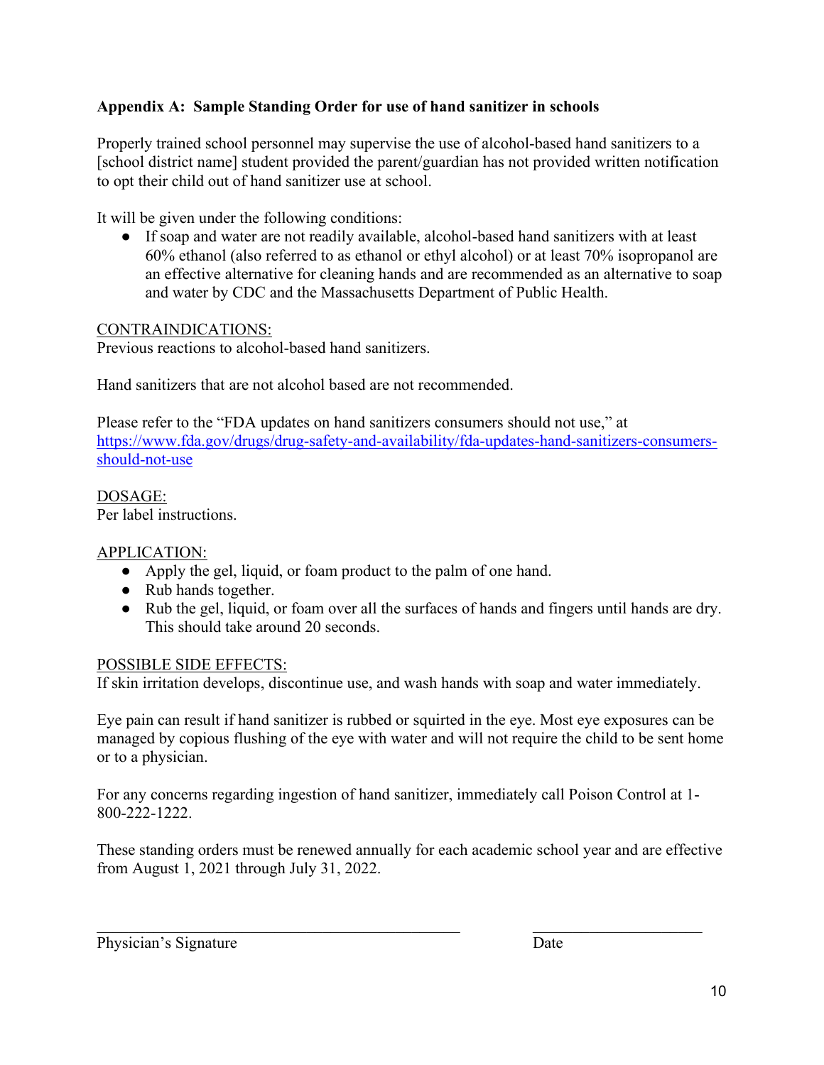**Appendix A: Sample Standing Order for use of hand sanitizer in schools**

Properly trained school personnel may supervise the use of alcohol-based hand sanitizers to a [school district name] student provided the parent/guardian has not provided written notification to opt their child out of hand sanitizer use at school.

It will be given under the following conditions:

- If soap and water are not readily available, alcohol-based hand sanitizers with at least 60% ethanol (also referred to as ethanol or ethyl alcohol) or at least 70% isopropanol are an effective alternative for cleaning hands and are recommended as an alternative to soap and water by CDC and the Massachusetts Department of Public Health.

<u>CONTRAINDICATIONS:</u>
Previous reactions to alcohol-based hand sanitizers.

Hand sanitizers that are not alcohol based are not recommended.

Please refer to the "FDA updates on hand sanitizers consumers should not use," at https://www.fda.gov/drugs/drug-safety-and-availability/fda-updates-hand-sanitizers-consumers-should-not-use

<u>DOSAGE:</u>
Per label instructions.

<u>APPLICATION:</u>

- Apply the gel, liquid, or foam product to the palm of one hand.
- Rub hands together.
- Rub the gel, liquid, or foam over all the surfaces of hands and fingers until hands are dry. This should take around 20 seconds.

<u>POSSIBLE SIDE EFFECTS:</u>
If skin irritation develops, discontinue use, and wash hands with soap and water immediately.

Eye pain can result if hand sanitizer is rubbed or squirted in the eye. Most eye exposures can be managed by copious flushing of the eye with water and will not require the child to be sent home or to a physician.

For any concerns regarding ingestion of hand sanitizer, immediately call Poison Control at 1-800-222-1222.

These standing orders must be renewed annually for each academic school year and are effective from August 1, 2021 through July 31, 2022.

\_\_\_\_\_\_\_\_\_\_\_\_\_\_\_\_\_\_\_\_\_\_\_\_\_\_\_\_\_\_\_\_\_\_\_\_\_\_\_\_ \_\_\_\_\_\_\_\_\_\_\_\_\_\_\_\_\_\_\_\_

Physician's Signature Date